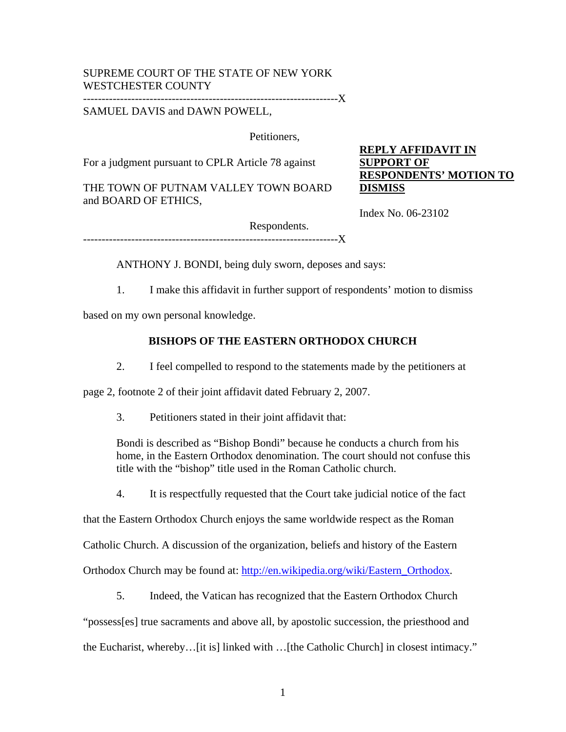SUPREME COURT OF THE STATE OF NEW YORK
WESTCHESTER COUNTY

---------------------------------------------------------------------X

SAMUEL DAVIS and DAWN POWELL,

Petitioners,

For a judgment pursuant to CPLR Article 78 against

THE TOWN OF PUTNAM VALLEY TOWN BOARD and BOARD OF ETHICS,

Respondents.

---------------------------------------------------------------------X

**REPLY AFFIDAVIT IN SUPPORT OF RESPONDENTS' MOTION TO DISMISS**

Index No. 06-23102

ANTHONY J. BONDI, being duly sworn, deposes and says:

1. I make this affidavit in further support of respondents' motion to dismiss based on my own personal knowledge.

**BISHOPS OF THE EASTERN ORTHODOX CHURCH**

2. I feel compelled to respond to the statements made by the petitioners at page 2, footnote 2 of their joint affidavit dated February 2, 2007.

3. Petitioners stated in their joint affidavit that:

> Bondi is described as "Bishop Bondi" because he conducts a church from his home, in the Eastern Orthodox denomination. The court should not confuse this title with the "bishop" title used in the Roman Catholic church.

4. It is respectfully requested that the Court take judicial notice of the fact that the Eastern Orthodox Church enjoys the same worldwide respect as the Roman Catholic Church. A discussion of the organization, beliefs and history of the Eastern Orthodox Church may be found at: http://en.wikipedia.org/wiki/Eastern_Orthodox.

5. Indeed, the Vatican has recognized that the Eastern Orthodox Church "possess[es] true sacraments and above all, by apostolic succession, the priesthood and the Eucharist, whereby…[it is] linked with …[the Catholic Church] in closest intimacy."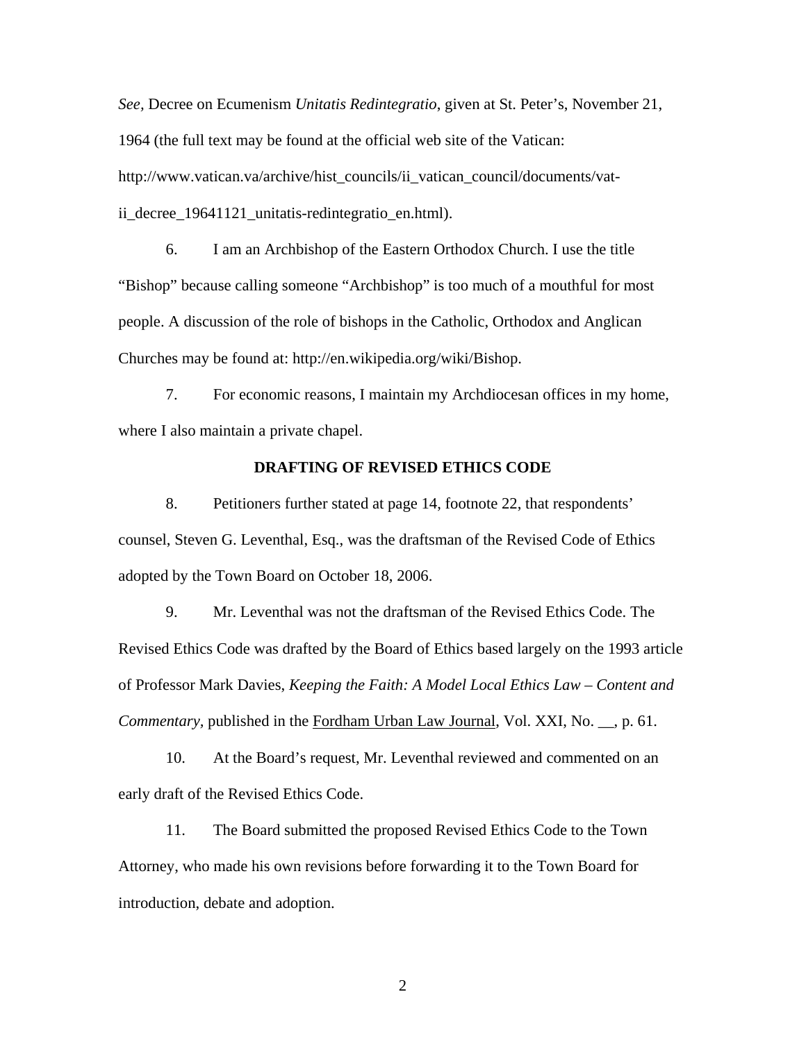*See,* Decree on Ecumenism *Unitatis Redintegratio*, given at St. Peter's, November 21, 1964 (the full text may be found at the official web site of the Vatican: http://www.vatican.va/archive/hist_councils/ii_vatican_council/documents/vat-ii_decree_19641121_unitatis-redintegratio_en.html).

6. I am an Archbishop of the Eastern Orthodox Church. I use the title "Bishop" because calling someone "Archbishop" is too much of a mouthful for most people. A discussion of the role of bishops in the Catholic, Orthodox and Anglican Churches may be found at: http://en.wikipedia.org/wiki/Bishop.

7. For economic reasons, I maintain my Archdiocesan offices in my home, where I also maintain a private chapel.

**DRAFTING OF REVISED ETHICS CODE**

8. Petitioners further stated at page 14, footnote 22, that respondents' counsel, Steven G. Leventhal, Esq., was the draftsman of the Revised Code of Ethics adopted by the Town Board on October 18, 2006.

9. Mr. Leventhal was not the draftsman of the Revised Ethics Code. The Revised Ethics Code was drafted by the Board of Ethics based largely on the 1993 article of Professor Mark Davies, *Keeping the Faith: A Model Local Ethics Law – Content and Commentary*, published in the Fordham Urban Law Journal, Vol. XXI, No. __, p. 61.

10. At the Board's request, Mr. Leventhal reviewed and commented on an early draft of the Revised Ethics Code.

11. The Board submitted the proposed Revised Ethics Code to the Town Attorney, who made his own revisions before forwarding it to the Town Board for introduction, debate and adoption.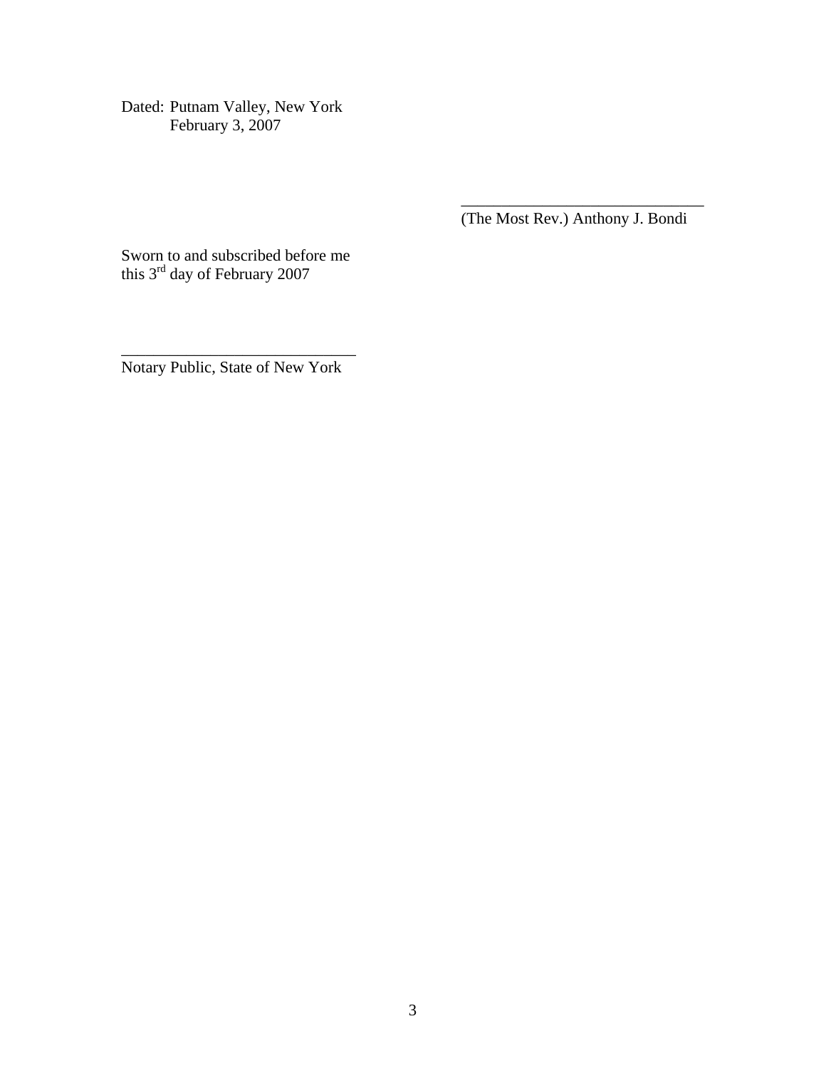Dated: Putnam Valley, New York
February 3, 2007

\_\_\_\_\_\_\_\_\_\_\_\_\_\_\_\_\_\_\_\_\_\_\_\_\_\_\_\_\_\_

(The Most Rev.) Anthony J. Bondi

Sworn to and subscribed before me
this 3rd day of February 2007

\_\_\_\_\_\_\_\_\_\_\_\_\_\_\_\_\_\_\_\_\_\_\_\_\_\_\_\_\_\_

Notary Public, State of New York